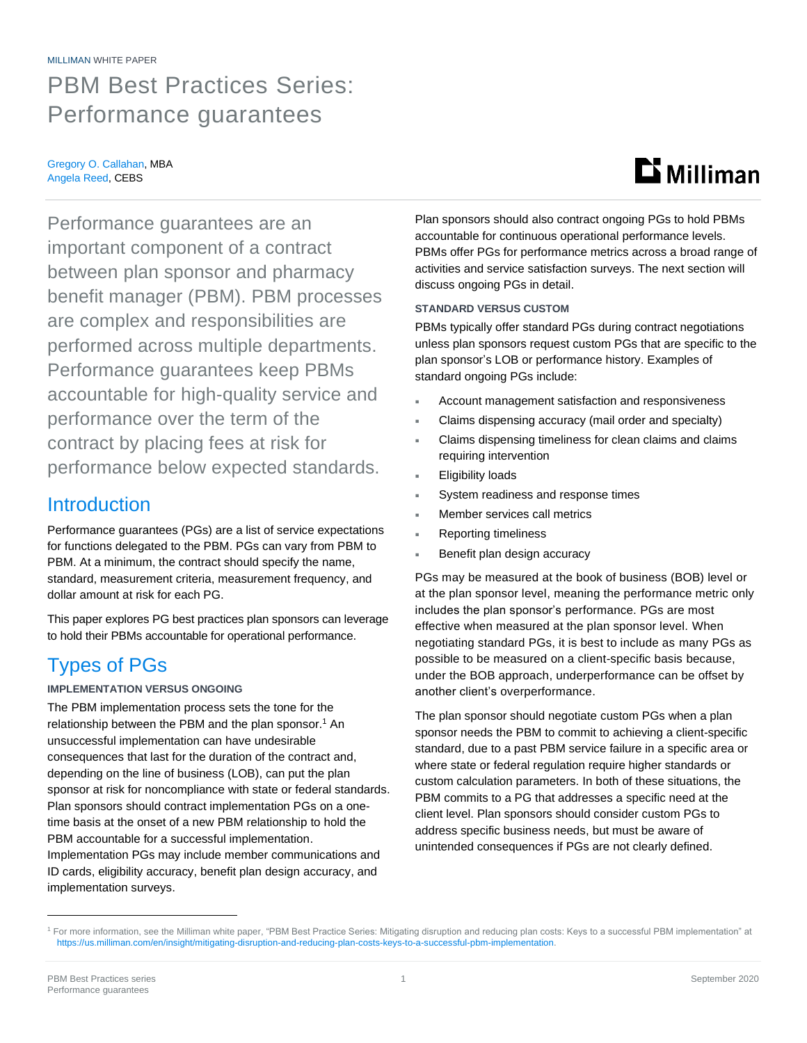MILLIMAN WHITE PAPER

# PBM Best Practices Series: Performance guarantees

Gregory O. Callahan, MBA
Angela Reed, CEBS

Performance guarantees are an important component of a contract between plan sponsor and pharmacy benefit manager (PBM). PBM processes are complex and responsibilities are performed across multiple departments. Performance guarantees keep PBMs accountable for high-quality service and performance over the term of the contract by placing fees at risk for performance below expected standards.

## Introduction

Performance guarantees (PGs) are a list of service expectations for functions delegated to the PBM. PGs can vary from PBM to PBM. At a minimum, the contract should specify the name, standard, measurement criteria, measurement frequency, and dollar amount at risk for each PG.

This paper explores PG best practices plan sponsors can leverage to hold their PBMs accountable for operational performance.

## Types of PGs

### IMPLEMENTATION VERSUS ONGOING

The PBM implementation process sets the tone for the relationship between the PBM and the plan sponsor.[1] An unsuccessful implementation can have undesirable consequences that last for the duration of the contract and, depending on the line of business (LOB), can put the plan sponsor at risk for noncompliance with state or federal standards. Plan sponsors should contract implementation PGs on a one-time basis at the onset of a new PBM relationship to hold the PBM accountable for a successful implementation. Implementation PGs may include member communications and ID cards, eligibility accuracy, benefit plan design accuracy, and implementation surveys.

Plan sponsors should also contract ongoing PGs to hold PBMs accountable for continuous operational performance levels. PBMs offer PGs for performance metrics across a broad range of activities and service satisfaction surveys. The next section will discuss ongoing PGs in detail.

### STANDARD VERSUS CUSTOM

PBMs typically offer standard PGs during contract negotiations unless plan sponsors request custom PGs that are specific to the plan sponsor's LOB or performance history. Examples of standard ongoing PGs include:

- Account management satisfaction and responsiveness
- Claims dispensing accuracy (mail order and specialty)
- Claims dispensing timeliness for clean claims and claims requiring intervention
- Eligibility loads
- System readiness and response times
- Member services call metrics
- Reporting timeliness
- Benefit plan design accuracy

PGs may be measured at the book of business (BOB) level or at the plan sponsor level, meaning the performance metric only includes the plan sponsor's performance. PGs are most effective when measured at the plan sponsor level. When negotiating standard PGs, it is best to include as many PGs as possible to be measured on a client-specific basis because, under the BOB approach, underperformance can be offset by another client's overperformance.

The plan sponsor should negotiate custom PGs when a plan sponsor needs the PBM to commit to achieving a client-specific standard, due to a past PBM service failure in a specific area or where state or federal regulation require higher standards or custom calculation parameters. In both of these situations, the PBM commits to a PG that addresses a specific need at the client level. Plan sponsors should consider custom PGs to address specific business needs, but must be aware of unintended consequences if PGs are not clearly defined.

[1] For more information, see the Milliman white paper, "PBM Best Practice Series: Mitigating disruption and reducing plan costs: Keys to a successful PBM implementation" at https://us.milliman.com/en/insight/mitigating-disruption-and-reducing-plan-costs-keys-to-a-successful-pbm-implementation.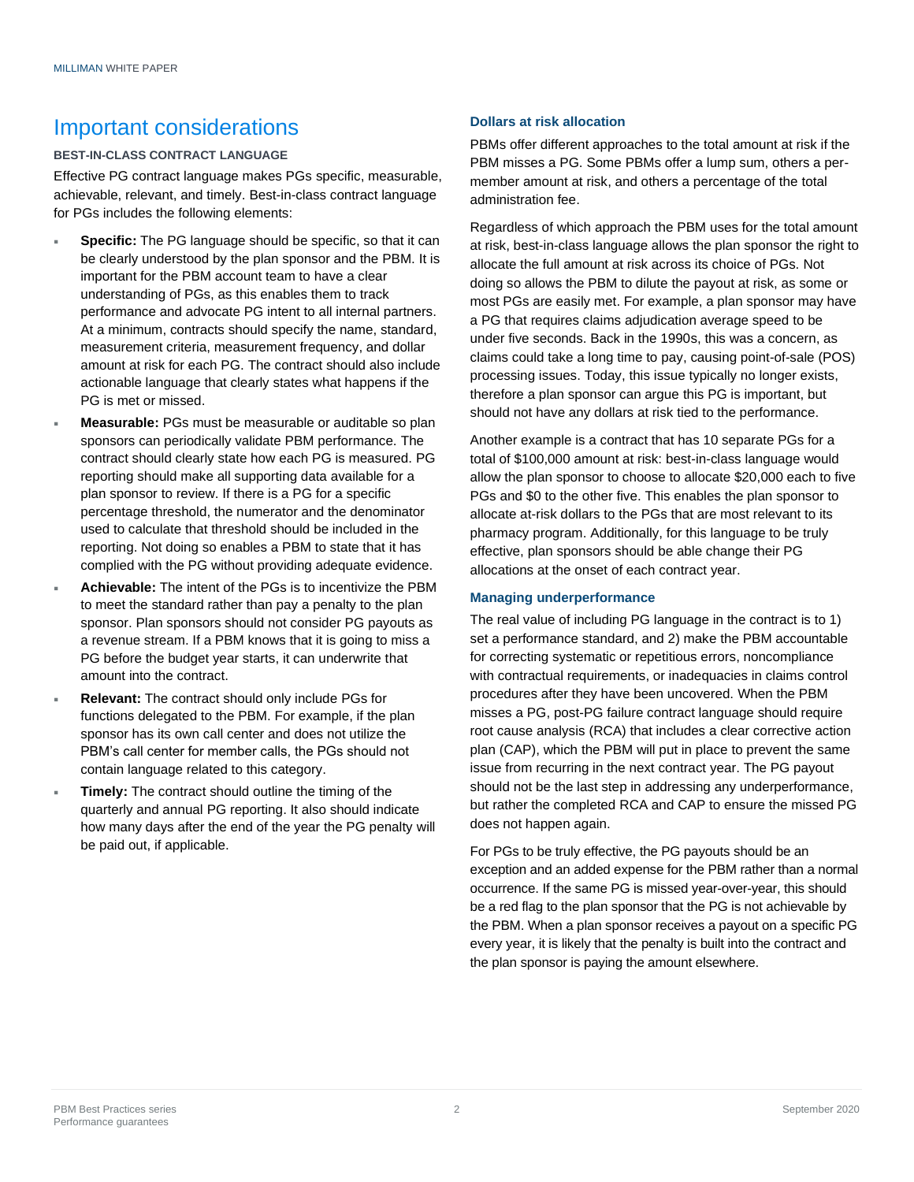# Important considerations

## BEST-IN-CLASS CONTRACT LANGUAGE

Effective PG contract language makes PGs specific, measurable, achievable, relevant, and timely. Best-in-class contract language for PGs includes the following elements:

- **Specific:** The PG language should be specific, so that it can be clearly understood by the plan sponsor and the PBM. It is important for the PBM account team to have a clear understanding of PGs, as this enables them to track performance and advocate PG intent to all internal partners. At a minimum, contracts should specify the name, standard, measurement criteria, measurement frequency, and dollar amount at risk for each PG. The contract should also include actionable language that clearly states what happens if the PG is met or missed.
- **Measurable:** PGs must be measurable or auditable so plan sponsors can periodically validate PBM performance. The contract should clearly state how each PG is measured. PG reporting should make all supporting data available for a plan sponsor to review. If there is a PG for a specific percentage threshold, the numerator and the denominator used to calculate that threshold should be included in the reporting. Not doing so enables a PBM to state that it has complied with the PG without providing adequate evidence.
- **Achievable:** The intent of the PGs is to incentivize the PBM to meet the standard rather than pay a penalty to the plan sponsor. Plan sponsors should not consider PG payouts as a revenue stream. If a PBM knows that it is going to miss a PG before the budget year starts, it can underwrite that amount into the contract.
- **Relevant:** The contract should only include PGs for functions delegated to the PBM. For example, if the plan sponsor has its own call center and does not utilize the PBM's call center for member calls, the PGs should not contain language related to this category.
- **Timely:** The contract should outline the timing of the quarterly and annual PG reporting. It also should indicate how many days after the end of the year the PG penalty will be paid out, if applicable.

### Dollars at risk allocation

PBMs offer different approaches to the total amount at risk if the PBM misses a PG. Some PBMs offer a lump sum, others a per-member amount at risk, and others a percentage of the total administration fee.

Regardless of which approach the PBM uses for the total amount at risk, best-in-class language allows the plan sponsor the right to allocate the full amount at risk across its choice of PGs. Not doing so allows the PBM to dilute the payout at risk, as some or most PGs are easily met. For example, a plan sponsor may have a PG that requires claims adjudication average speed to be under five seconds. Back in the 1990s, this was a concern, as claims could take a long time to pay, causing point-of-sale (POS) processing issues. Today, this issue typically no longer exists, therefore a plan sponsor can argue this PG is important, but should not have any dollars at risk tied to the performance.

Another example is a contract that has 10 separate PGs for a total of $100,000 amount at risk: best-in-class language would allow the plan sponsor to choose to allocate $20,000 each to five PGs and $0 to the other five. This enables the plan sponsor to allocate at-risk dollars to the PGs that are most relevant to its pharmacy program. Additionally, for this language to be truly effective, plan sponsors should be able change their PG allocations at the onset of each contract year.

### Managing underperformance

The real value of including PG language in the contract is to 1) set a performance standard, and 2) make the PBM accountable for correcting systematic or repetitious errors, noncompliance with contractual requirements, or inadequacies in claims control procedures after they have been uncovered. When the PBM misses a PG, post-PG failure contract language should require root cause analysis (RCA) that includes a clear corrective action plan (CAP), which the PBM will put in place to prevent the same issue from recurring in the next contract year. The PG payout should not be the last step in addressing any underperformance, but rather the completed RCA and CAP to ensure the missed PG does not happen again.

For PGs to be truly effective, the PG payouts should be an exception and an added expense for the PBM rather than a normal occurrence. If the same PG is missed year-over-year, this should be a red flag to the plan sponsor that the PG is not achievable by the PBM. When a plan sponsor receives a payout on a specific PG every year, it is likely that the penalty is built into the contract and the plan sponsor is paying the amount elsewhere.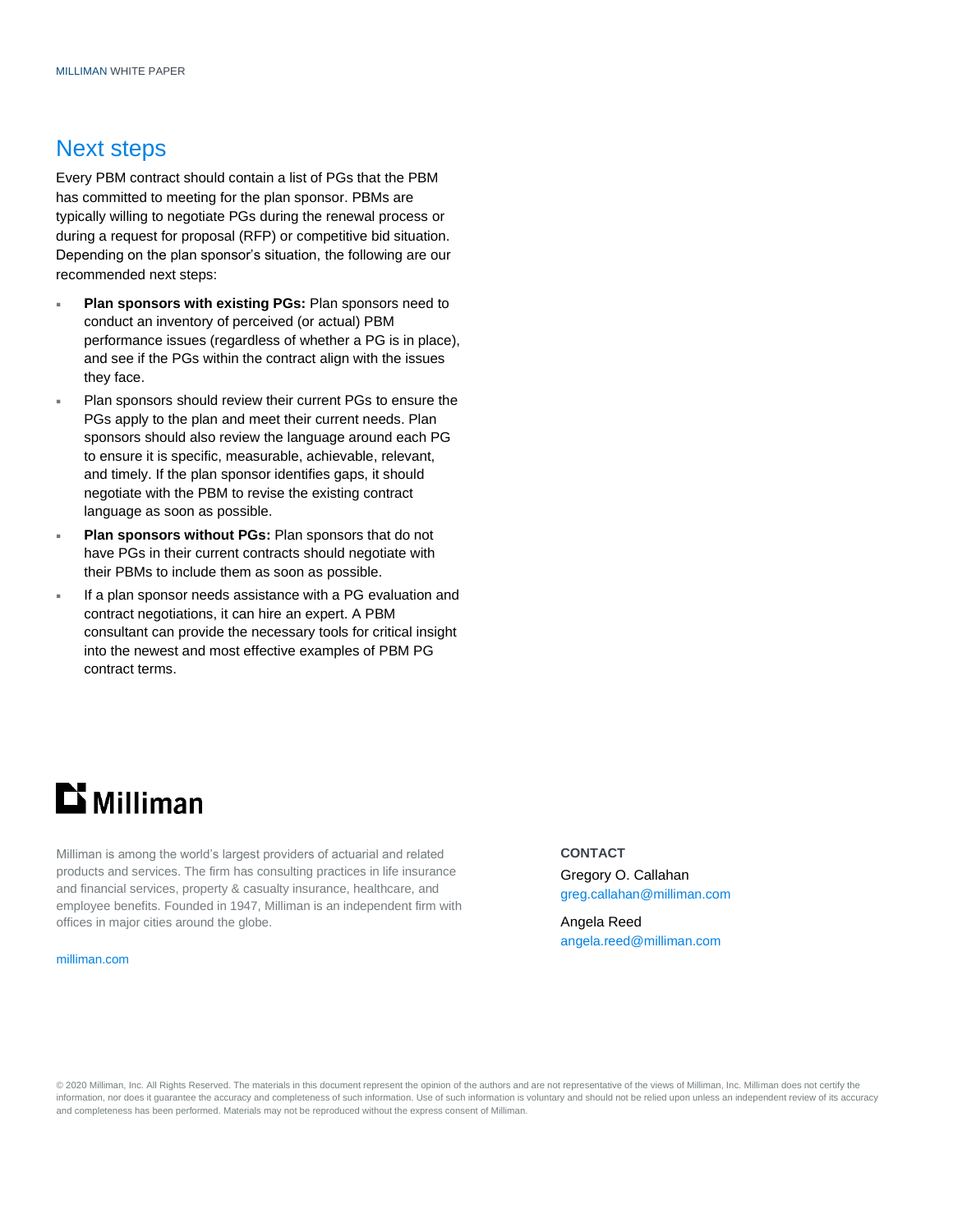## Next steps

Every PBM contract should contain a list of PGs that the PBM has committed to meeting for the plan sponsor. PBMs are typically willing to negotiate PGs during the renewal process or during a request for proposal (RFP) or competitive bid situation. Depending on the plan sponsor's situation, the following are our recommended next steps:

- **Plan sponsors with existing PGs:** Plan sponsors need to conduct an inventory of perceived (or actual) PBM performance issues (regardless of whether a PG is in place), and see if the PGs within the contract align with the issues they face.
- Plan sponsors should review their current PGs to ensure the PGs apply to the plan and meet their current needs. Plan sponsors should also review the language around each PG to ensure it is specific, measurable, achievable, relevant, and timely. If the plan sponsor identifies gaps, it should negotiate with the PBM to revise the existing contract language as soon as possible.
- **Plan sponsors without PGs:** Plan sponsors that do not have PGs in their current contracts should negotiate with their PBMs to include them as soon as possible.
- If a plan sponsor needs assistance with a PG evaluation and contract negotiations, it can hire an expert. A PBM consultant can provide the necessary tools for critical insight into the newest and most effective examples of PBM PG contract terms.

Milliman

Milliman is among the world's largest providers of actuarial and related products and services. The firm has consulting practices in life insurance and financial services, property & casualty insurance, healthcare, and employee benefits. Founded in 1947, Milliman is an independent firm with offices in major cities around the globe.

milliman.com

**CONTACT**

Gregory O. Callahan
greg.callahan@milliman.com

Angela Reed
angela.reed@milliman.com

© 2020 Milliman, Inc. All Rights Reserved. The materials in this document represent the opinion of the authors and are not representative of the views of Milliman, Inc. Milliman does not certify the information, nor does it guarantee the accuracy and completeness of such information. Use of such information is voluntary and should not be relied upon unless an independent review of its accuracy and completeness has been performed. Materials may not be reproduced without the express consent of Milliman.